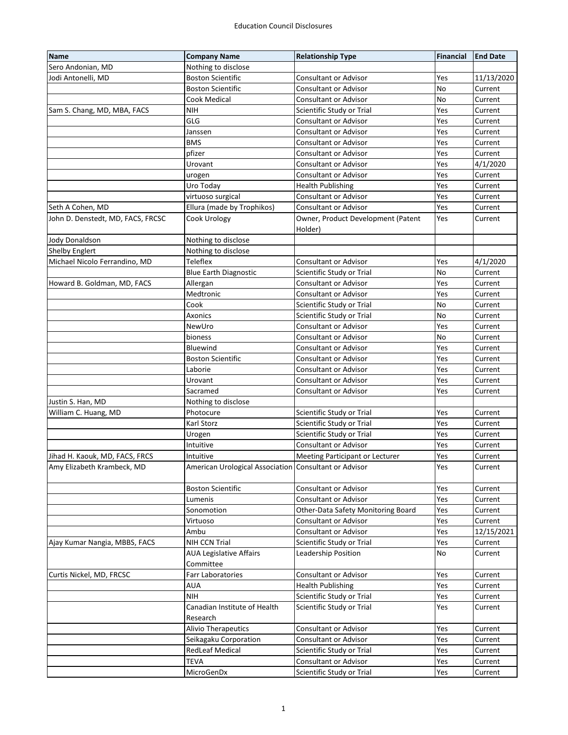# Education Council Disclosures

| Name | Company Name | Relationship Type | Financial | End Date |
|---|---|---|---|---|
| Sero Andonian, MD | Nothing to disclose | | | |
| Jodi Antonelli, MD | Boston Scientific | Consultant or Advisor | Yes | 11/13/2020 |
| | Boston Scientific | Consultant or Advisor | No | Current |
| | Cook Medical | Consultant or Advisor | No | Current |
| Sam S. Chang, MD, MBA, FACS | NIH | Scientific Study or Trial | Yes | Current |
| | GLG | Consultant or Advisor | Yes | Current |
| | Janssen | Consultant or Advisor | Yes | Current |
| | BMS | Consultant or Advisor | Yes | Current |
| | pfizer | Consultant or Advisor | Yes | Current |
| | Urovant | Consultant or Advisor | Yes | 4/1/2020 |
| | urogen | Consultant or Advisor | Yes | Current |
| | Uro Today | Health Publishing | Yes | Current |
| | virtuoso surgical | Consultant or Advisor | Yes | Current |
| Seth A Cohen, MD | Ellura (made by Trophikos) | Consultant or Advisor | Yes | Current |
| John D. Denstedt, MD, FACS, FRCSC | Cook Urology | Owner, Product Development (Patent Holder) | Yes | Current |
| Jody Donaldson | Nothing to disclose | | | |
| Shelby Englert | Nothing to disclose | | | |
| Michael Nicolo Ferrandino, MD | Teleflex | Consultant or Advisor | Yes | 4/1/2020 |
| | Blue Earth Diagnostic | Scientific Study or Trial | No | Current |
| Howard B. Goldman, MD, FACS | Allergan | Consultant or Advisor | Yes | Current |
| | Medtronic | Consultant or Advisor | Yes | Current |
| | Cook | Scientific Study or Trial | No | Current |
| | Axonics | Scientific Study or Trial | No | Current |
| | NewUro | Consultant or Advisor | Yes | Current |
| | bioness | Consultant or Advisor | No | Current |
| | Bluewind | Consultant or Advisor | Yes | Current |
| | Boston Scientific | Consultant or Advisor | Yes | Current |
| | Laborie | Consultant or Advisor | Yes | Current |
| | Urovant | Consultant or Advisor | Yes | Current |
| | Sacramed | Consultant or Advisor | Yes | Current |
| Justin S. Han, MD | Nothing to disclose | | | |
| William C. Huang, MD | Photocure | Scientific Study or Trial | Yes | Current |
| | Karl Storz | Scientific Study or Trial | Yes | Current |
| | Urogen | Scientific Study or Trial | Yes | Current |
| | Intuitive | Consultant or Advisor | Yes | Current |
| Jihad H. Kaouk, MD, FACS, FRCS | Intuitive | Meeting Participant or Lecturer | Yes | Current |
| Amy Elizabeth Krambeck, MD | American Urological Association | Consultant or Advisor | Yes | Current |
| | Boston Scientific | Consultant or Advisor | Yes | Current |
| | Lumenis | Consultant or Advisor | Yes | Current |
| | Sonomotion | Other-Data Safety Monitoring Board | Yes | Current |
| | Virtuoso | Consultant or Advisor | Yes | Current |
| | Ambu | Consultant or Advisor | Yes | 12/15/2021 |
| Ajay Kumar Nangia, MBBS, FACS | NIH CCN Trial | Scientific Study or Trial | Yes | Current |
| | AUA Legislative Affairs Committee | Leadership Position | No | Current |
| Curtis Nickel, MD, FRCSC | Farr Laboratories | Consultant or Advisor | Yes | Current |
| | AUA | Health Publishing | Yes | Current |
| | NIH | Scientific Study or Trial | Yes | Current |
| | Canadian Institute of Health Research | Scientific Study or Trial | Yes | Current |
| | Alivio Therapeutics | Consultant or Advisor | Yes | Current |
| | Seikagaku Corporation | Consultant or Advisor | Yes | Current |
| | RedLeaf Medical | Scientific Study or Trial | Yes | Current |
| | TEVA | Consultant or Advisor | Yes | Current |
| | MicroGenDx | Scientific Study or Trial | Yes | Current |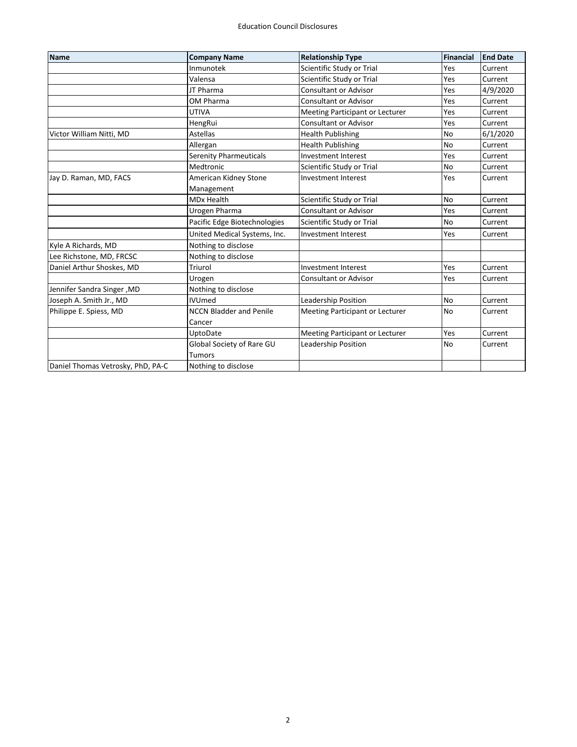| Name | Company Name | Relationship Type | Financial | End Date |
|---|---|---|---|---|
| | Inmunotek | Scientific Study or Trial | Yes | Current |
| | Valensa | Scientific Study or Trial | Yes | Current |
| | JT Pharma | Consultant or Advisor | Yes | 4/9/2020 |
| | OM Pharma | Consultant or Advisor | Yes | Current |
| | UTIVA | Meeting Participant or Lecturer | Yes | Current |
| | HengRui | Consultant or Advisor | Yes | Current |
| Victor William Nitti, MD | Astellas | Health Publishing | No | 6/1/2020 |
| | Allergan | Health Publishing | No | Current |
| | Serenity Pharmeuticals | Investment Interest | Yes | Current |
| | Medtronic | Scientific Study or Trial | No | Current |
| Jay D. Raman, MD, FACS | American Kidney Stone Management | Investment Interest | Yes | Current |
| | MDx Health | Scientific Study or Trial | No | Current |
| | Urogen Pharma | Consultant or Advisor | Yes | Current |
| | Pacific Edge Biotechnologies | Scientific Study or Trial | No | Current |
| | United Medical Systems, Inc. | Investment Interest | Yes | Current |
| Kyle A Richards, MD | Nothing to disclose | | | |
| Lee Richstone, MD, FRCSC | Nothing to disclose | | | |
| Daniel Arthur Shoskes, MD | Triurol | Investment Interest | Yes | Current |
| | Urogen | Consultant or Advisor | Yes | Current |
| Jennifer Sandra Singer ,MD | Nothing to disclose | | | |
| Joseph A. Smith Jr., MD | IVUmed | Leadership Position | No | Current |
| Philippe E. Spiess, MD | NCCN Bladder and Penile Cancer | Meeting Participant or Lecturer | No | Current |
| | UptoDate | Meeting Participant or Lecturer | Yes | Current |
| | Global Society of Rare GU Tumors | Leadership Position | No | Current |
| Daniel Thomas Vetrosky, PhD, PA-C | Nothing to disclose | | | |